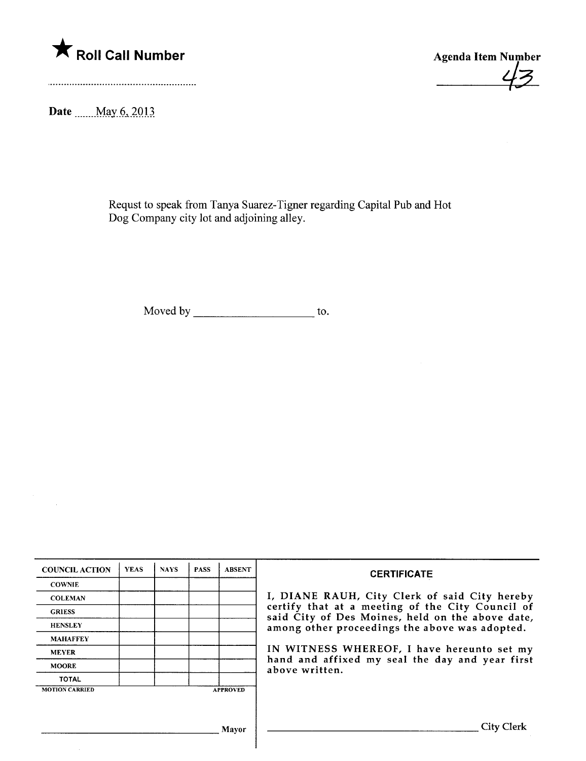★ **Roll Call Number**

**Agenda Item Number**

43

**Date** May 6, 2013

Requst to speak from Tanya Suarez-Tigner regarding Capital Pub and Hot Dog Company city lot and adjoining alley.

Moved by ____________________ to.

| COUNCIL ACTION | YEAS | NAYS | PASS | ABSENT |
|---|---|---|---|---|
| COWNIE | | | | |
| COLEMAN | | | | |
| GRIESS | | | | |
| HENSLEY | | | | |
| MAHAFFEY | | | | |
| MEYER | | | | |
| MOORE | | | | |
| TOTAL | | | | |

MOTION CARRIED APPROVED

______________________________ Mayor

**CERTIFICATE**

I, DIANE RAUH, City Clerk of said City hereby certify that at a meeting of the City Council of said City of Des Moines, held on the above date, among other proceedings the above was adopted.

IN WITNESS WHEREOF, I have hereunto set my hand and affixed my seal the day and year first above written.

______________________________ City Clerk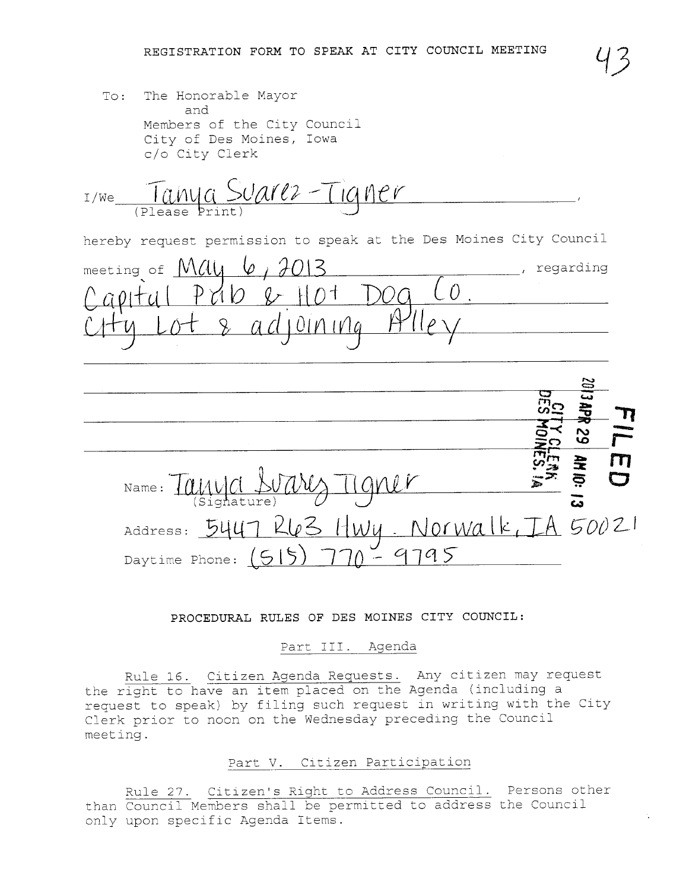# REGISTRATION FORM TO SPEAK AT CITY COUNCIL MEETING

43

To: The Honorable Mayor
and
Members of the City Council
City of Des Moines, Iowa
c/o City Clerk

I/We Tanya Suarez-Tigner,
(Please Print)

hereby request permission to speak at the Des Moines City Council meeting of May 6, 2013, regarding Capitol Pub & Hot Dog Co. City Lot & adjoining Alley

FILED
2013 APR 29 AM 10: 13
CITY CLERK
DES MOINES, IA

Name: Tanya Suarez Tigner
(Signature)

Address: 5447 R63 Hwy. Norwalk, IA 50021

Daytime Phone: (515) 770-9795

## PROCEDURAL RULES OF DES MOINES CITY COUNCIL:

### Part III. Agenda

Rule 16. Citizen Agenda Requests. Any citizen may request the right to have an item placed on the Agenda (including a request to speak) by filing such request in writing with the City Clerk prior to noon on the Wednesday preceding the Council meeting.

### Part V. Citizen Participation

Rule 27. Citizen's Right to Address Council. Persons other than Council Members shall be permitted to address the Council only upon specific Agenda Items.